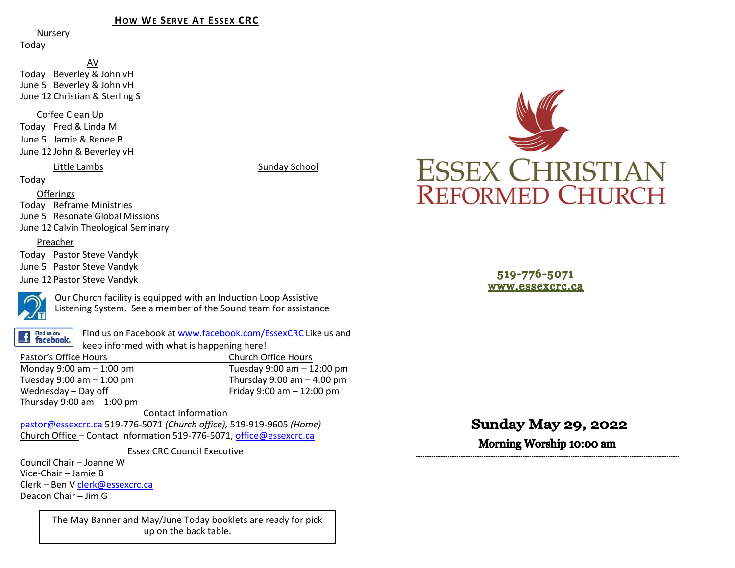## How We Serve At Essex CRC

Nursery

Today

AV

Today Beverley & John vH
June 5 Beverley & John vH
June 12 Christian & Sterling S

Coffee Clean Up

Today Fred & Linda M
June 5 Jamie & Renee B
June 12 John & Beverley vH

Little Lambs

Today

Sunday School

Offerings

Today Reframe Ministries
June 5 Resonate Global Missions
June 12 Calvin Theological Seminary

Preacher

Today Pastor Steve Vandyk
June 5 Pastor Steve Vandyk
June 12 Pastor Steve Vandyk

Our Church facility is equipped with an Induction Loop Assistive Listening System. See a member of the Sound team for assistance

Find us on Facebook at www.facebook.com/EssexCRC Like us and keep informed with what is happening here!

Pastor's Office Hours
Monday 9:00 am – 1:00 pm
Tuesday 9:00 am – 1:00 pm
Wednesday – Day off
Thursday 9:00 am – 1:00 pm

Church Office Hours
Tuesday 9:00 am – 12:00 pm
Thursday 9:00 am – 4:00 pm
Friday 9:00 am – 12:00 pm

Contact Information

pastor@essexcrc.ca 519-776-5071 *(Church office)*, 519-919-9605 *(Home)*
Church Office – Contact Information 519-776-5071, office@essexcrc.ca

Essex CRC Council Executive

Council Chair – Joanne W
Vice-Chair – Jamie B
Clerk – Ben V clerk@essexcrc.ca
Deacon Chair – Jim G

The May Banner and May/June Today booklets are ready for pick up on the back table.

# Essex Christian Reformed Church

519-776-5071
www.essexcrc.ca

**Sunday May 29, 2022**

**Morning Worship 10:00 am**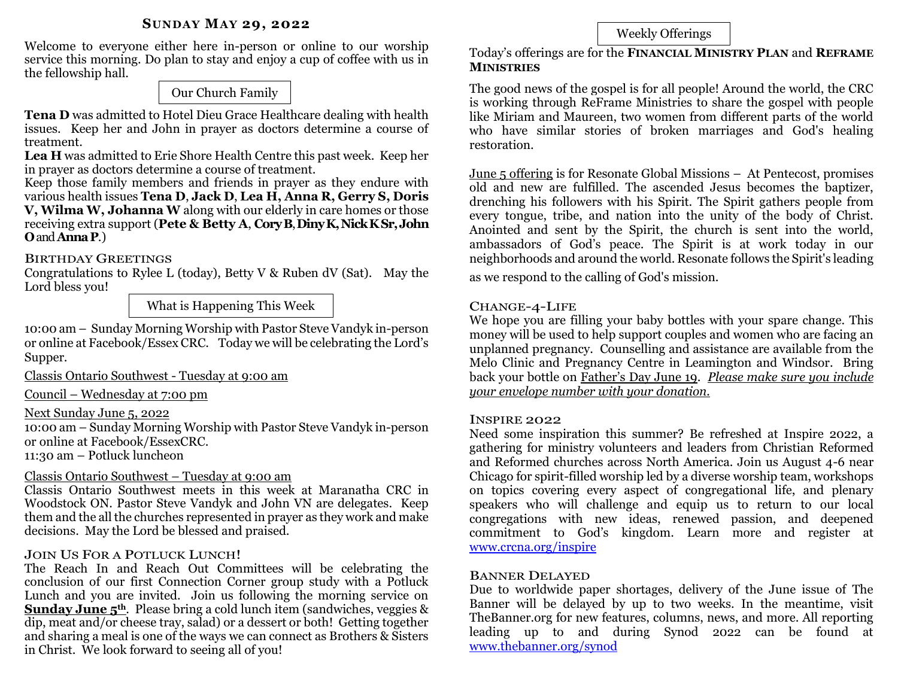## Sunday May 29, 2022

Welcome to everyone either here in-person or online to our worship service this morning. Do plan to stay and enjoy a cup of coffee with us in the fellowship hall.

### Our Church Family

**Tena D** was admitted to Hotel Dieu Grace Healthcare dealing with health issues. Keep her and John in prayer as doctors determine a course of treatment.

**Lea H** was admitted to Erie Shore Health Centre this past week. Keep her in prayer as doctors determine a course of treatment.

Keep those family members and friends in prayer as they endure with various health issues **Tena D**, **Jack D**, **Lea H, Anna R, Gerry S, Doris V, Wilma W, Johanna W** along with our elderly in care homes or those receiving extra support (**Pete & Betty A**, **Cory B**, **Diny K, Nick K Sr, John O** and **Anna P**.)

### Birthday Greetings

Congratulations to Rylee L (today), Betty V & Ruben dV (Sat). May the Lord bless you!

### What is Happening This Week

10:00 am – Sunday Morning Worship with Pastor Steve Vandyk in-person or online at Facebook/Essex CRC. Today we will be celebrating the Lord's Supper.

Classis Ontario Southwest - Tuesday at 9:00 am

Council – Wednesday at 7:00 pm

Next Sunday June 5, 2022

10:00 am – Sunday Morning Worship with Pastor Steve Vandyk in-person or online at Facebook/EssexCRC.

11:30 am – Potluck luncheon

Classis Ontario Southwest – Tuesday at 9:00 am

Classis Ontario Southwest meets in this week at Maranatha CRC in Woodstock ON. Pastor Steve Vandyk and John VN are delegates. Keep them and the all the churches represented in prayer as they work and make decisions. May the Lord be blessed and praised.

### Join Us For a Potluck Lunch!

The Reach In and Reach Out Committees will be celebrating the conclusion of our first Connection Corner group study with a Potluck Lunch and you are invited. Join us following the morning service on **Sunday June 5th**. Please bring a cold lunch item (sandwiches, veggies & dip, meat and/or cheese tray, salad) or a dessert or both! Getting together and sharing a meal is one of the ways we can connect as Brothers & Sisters in Christ. We look forward to seeing all of you!

### Weekly Offerings

Today's offerings are for the **Financial Ministry Plan** and **ReFrame Ministries**

The good news of the gospel is for all people! Around the world, the CRC is working through ReFrame Ministries to share the gospel with people like Miriam and Maureen, two women from different parts of the world who have similar stories of broken marriages and God's healing restoration.

June 5 offering is for Resonate Global Missions – At Pentecost, promises old and new are fulfilled. The ascended Jesus becomes the baptizer, drenching his followers with his Spirit. The Spirit gathers people from every tongue, tribe, and nation into the unity of the body of Christ. Anointed and sent by the Spirit, the church is sent into the world, ambassadors of God's peace. The Spirit is at work today in our neighborhoods and around the world. Resonate follows the Spirit's leading as we respond to the calling of God's mission.

### Change-4-Life

We hope you are filling your baby bottles with your spare change. This money will be used to help support couples and women who are facing an unplanned pregnancy. Counselling and assistance are available from the Melo Clinic and Pregnancy Centre in Leamington and Windsor. Bring back your bottle on Father's Day June 19. *Please make sure you include your envelope number with your donation.*

### Inspire 2022

Need some inspiration this summer? Be refreshed at Inspire 2022, a gathering for ministry volunteers and leaders from Christian Reformed and Reformed churches across North America. Join us August 4-6 near Chicago for spirit-filled worship led by a diverse worship team, workshops on topics covering every aspect of congregational life, and plenary speakers who will challenge and equip us to return to our local congregations with new ideas, renewed passion, and deepened commitment to God's kingdom. Learn more and register at www.crcna.org/inspire

### Banner Delayed

Due to worldwide paper shortages, delivery of the June issue of The Banner will be delayed by up to two weeks. In the meantime, visit TheBanner.org for new features, columns, news, and more. All reporting leading up to and during Synod 2022 can be found at www.thebanner.org/synod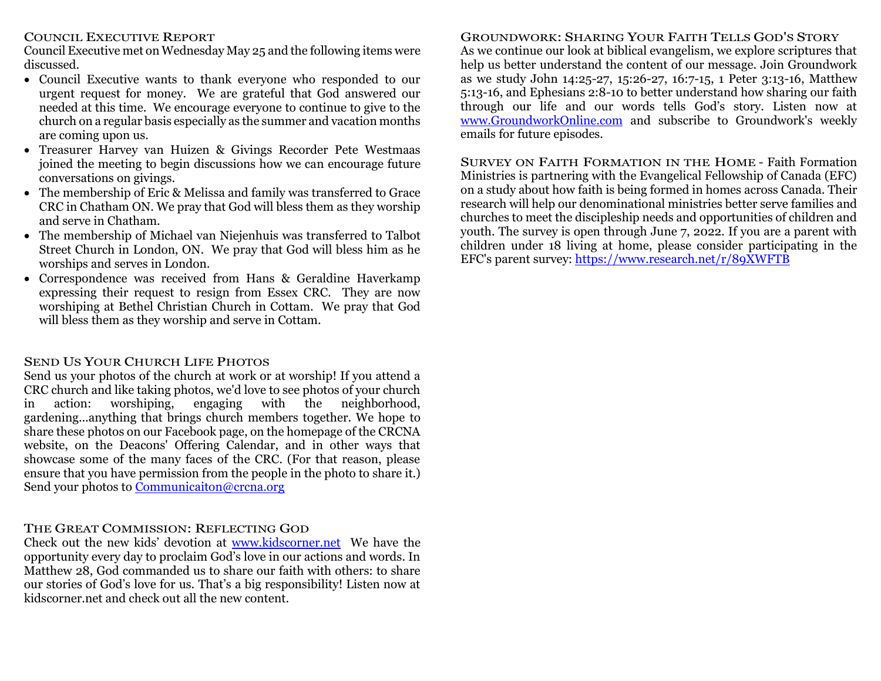## Council Executive Report

Council Executive met on Wednesday May 25 and the following items were discussed.

- Council Executive wants to thank everyone who responded to our urgent request for money. We are grateful that God answered our needed at this time. We encourage everyone to continue to give to the church on a regular basis especially as the summer and vacation months are coming upon us.
- Treasurer Harvey van Huizen & Givings Recorder Pete Westmaas joined the meeting to begin discussions how we can encourage future conversations on givings.
- The membership of Eric & Melissa and family was transferred to Grace CRC in Chatham ON. We pray that God will bless them as they worship and serve in Chatham.
- The membership of Michael van Niejenhuis was transferred to Talbot Street Church in London, ON. We pray that God will bless him as he worships and serves in London.
- Correspondence was received from Hans & Geraldine Haverkamp expressing their request to resign from Essex CRC. They are now worshiping at Bethel Christian Church in Cottam. We pray that God will bless them as they worship and serve in Cottam.

## Send Us Your Church Life Photos

Send us your photos of the church at work or at worship! If you attend a CRC church and like taking photos, we'd love to see photos of your church in action: worshiping, engaging with the neighborhood, gardening…anything that brings church members together. We hope to share these photos on our Facebook page, on the homepage of the CRCNA website, on the Deacons' Offering Calendar, and in other ways that showcase some of the many faces of the CRC. (For that reason, please ensure that you have permission from the people in the photo to share it.) Send your photos to Communicaiton@crcna.org

## The Great Commission: Reflecting God

Check out the new kids' devotion at www.kidscorner.net We have the opportunity every day to proclaim God's love in our actions and words. In Matthew 28, God commanded us to share our faith with others: to share our stories of God's love for us. That's a big responsibility! Listen now at kidscorner.net and check out all the new content.

## Groundwork: Sharing Your Faith Tells God's Story

As we continue our look at biblical evangelism, we explore scriptures that help us better understand the content of our message. Join Groundwork as we study John 14:25-27, 15:26-27, 16:7-15, 1 Peter 3:13-16, Matthew 5:13-16, and Ephesians 2:8-10 to better understand how sharing our faith through our life and our words tells God's story. Listen now at www.GroundworkOnline.com and subscribe to Groundwork's weekly emails for future episodes.

**Survey on Faith Formation in the Home** - Faith Formation Ministries is partnering with the Evangelical Fellowship of Canada (EFC) on a study about how faith is being formed in homes across Canada. Their research will help our denominational ministries better serve families and churches to meet the discipleship needs and opportunities of children and youth. The survey is open through June 7, 2022. If you are a parent with children under 18 living at home, please consider participating in the EFC's parent survey: https://www.research.net/r/89XWFTB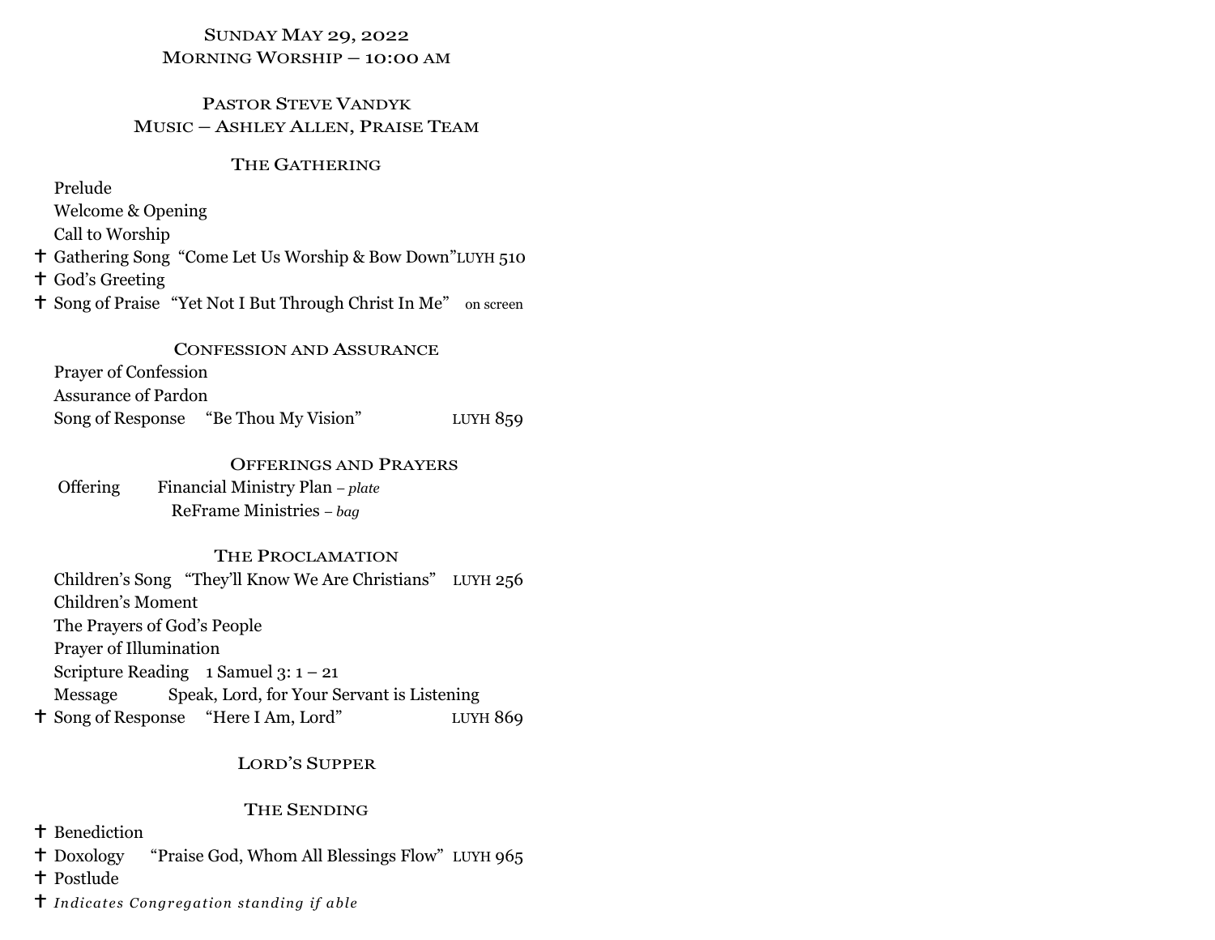# Sunday May 29, 2022
## Morning Worship – 10:00 AM

Pastor Steve Vandyk
Music – Ashley Allen, Praise Team

### The Gathering

Prelude
Welcome & Opening
Call to Worship
† Gathering Song "Come Let Us Worship & Bow Down" LUYH 510
† God's Greeting
† Song of Praise "Yet Not I But Through Christ In Me" on screen

### Confession and Assurance

Prayer of Confession
Assurance of Pardon
Song of Response "Be Thou My Vision" LUYH 859

### Offerings and Prayers

Offering Financial Ministry Plan – *plate*
ReFrame Ministries – *bag*

### The Proclamation

Children's Song "They'll Know We Are Christians" LUYH 256
Children's Moment
The Prayers of God's People
Prayer of Illumination
Scripture Reading 1 Samuel 3: 1 – 21
Message Speak, Lord, for Your Servant is Listening
† Song of Response "Here I Am, Lord" LUYH 869

### Lord's Supper

### The Sending

† Benediction
† Doxology "Praise God, Whom All Blessings Flow" LUYH 965
† Postlude
† *Indicates Congregation standing if able*